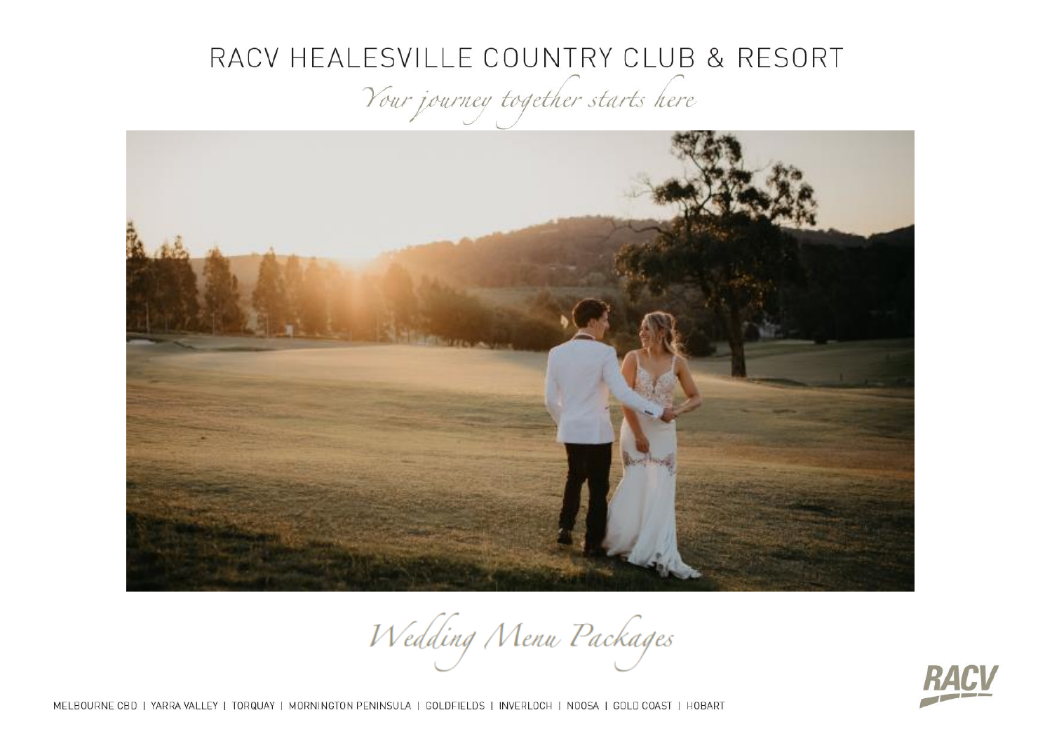# RACV HEALESVILLE COUNTRY CLUB & RESORT

*Your journey together starts here*

## *Wedding Menu Packages*

MELBOURNE CBD | YARRA VALLEY | TORQUAY | MORNINGTON PENINSULA | GOLDFIELDS | INVERLOCH | NOOSA | GOLD COAST | HOBART

RACV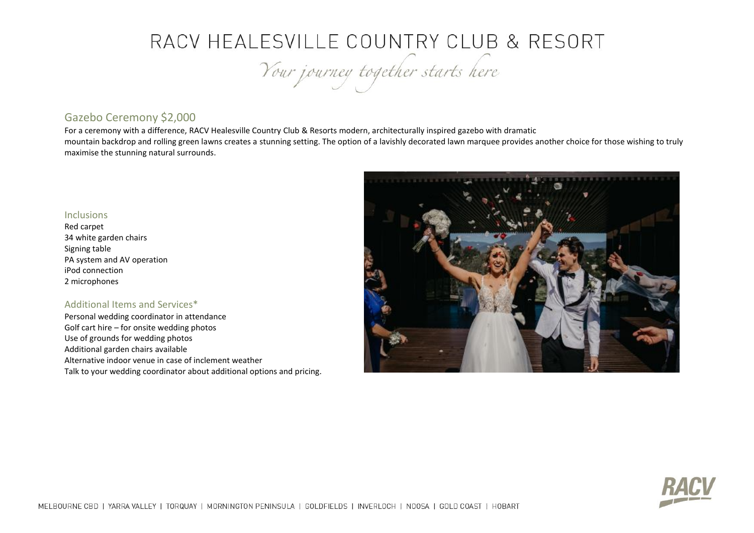# RACV HEALESVILLE COUNTRY CLUB & RESORT

*Your journey together starts here*

## Gazebo Ceremony $2,000

For a ceremony with a difference, RACV Healesville Country Club & Resorts modern, architecturally inspired gazebo with dramatic mountain backdrop and rolling green lawns creates a stunning setting. The option of a lavishly decorated lawn marquee provides another choice for those wishing to truly maximise the stunning natural surrounds.

### Inclusions

Red carpet
34 white garden chairs
Signing table
PA system and AV operation
iPod connection
2 microphones

### Additional Items and Services*

Personal wedding coordinator in attendance
Golf cart hire – for onsite wedding photos
Use of grounds for wedding photos
Additional garden chairs available
Alternative indoor venue in case of inclement weather
Talk to your wedding coordinator about additional options and pricing.

MELBOURNE CBD | YARRA VALLEY | TORQUAY | MORNINGTON PENINSULA | GOLDFIELDS | INVERLOCH | NOOSA | GOLD COAST | HOBART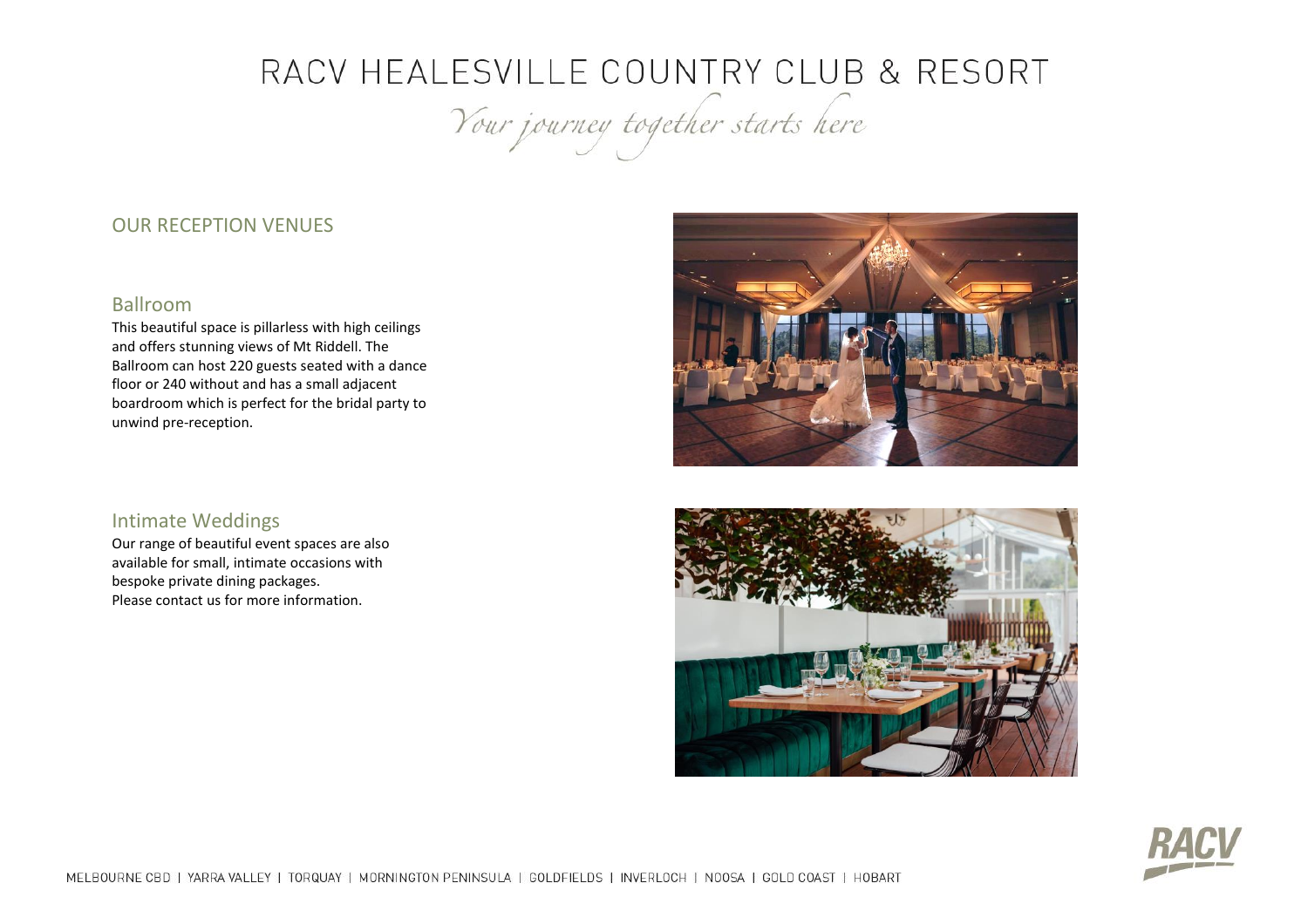# RACV HEALESVILLE COUNTRY CLUB & RESORT

*Your journey together starts here*

## OUR RECEPTION VENUES

### Ballroom

This beautiful space is pillarless with high ceilings and offers stunning views of Mt Riddell. The Ballroom can host 220 guests seated with a dance floor or 240 without and has a small adjacent boardroom which is perfect for the bridal party to unwind pre-reception.

### Intimate Weddings

Our range of beautiful event spaces are also available for small, intimate occasions with bespoke private dining packages.
Please contact us for more information.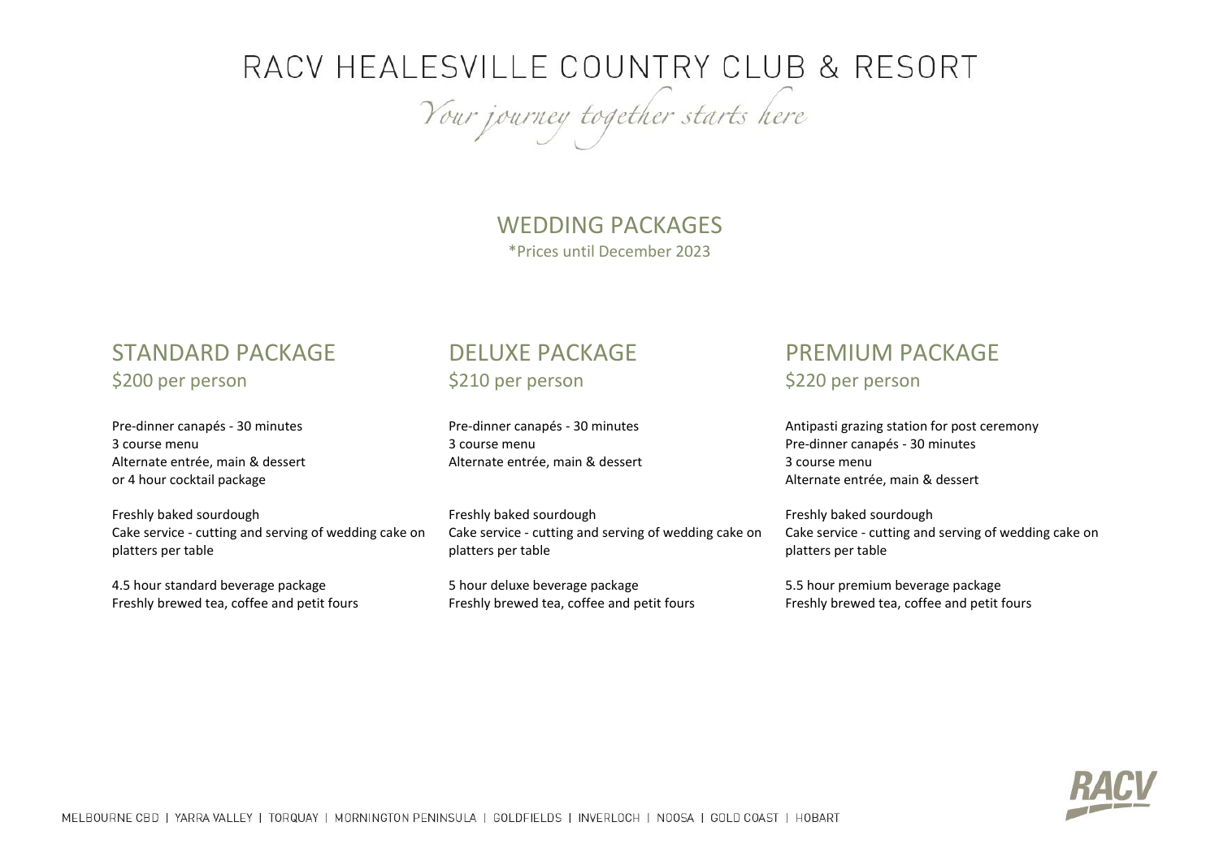# RACV HEALESVILLE COUNTRY CLUB & RESORT

*Your journey together starts here*

## WEDDING PACKAGES

\*Prices until December 2023

### STANDARD PACKAGE

$200 per person

Pre-dinner canapés - 30 minutes
3 course menu
Alternate entrée, main & dessert
or 4 hour cocktail package

Freshly baked sourdough
Cake service - cutting and serving of wedding cake on platters per table

4.5 hour standard beverage package
Freshly brewed tea, coffee and petit fours

### DELUXE PACKAGE

$210 per person

Pre-dinner canapés - 30 minutes
3 course menu
Alternate entrée, main & dessert

Freshly baked sourdough
Cake service - cutting and serving of wedding cake on platters per table

5 hour deluxe beverage package
Freshly brewed tea, coffee and petit fours

### PREMIUM PACKAGE

$220 per person

Antipasti grazing station for post ceremony
Pre-dinner canapés - 30 minutes
3 course menu
Alternate entrée, main & dessert

Freshly baked sourdough
Cake service - cutting and serving of wedding cake on platters per table

5.5 hour premium beverage package
Freshly brewed tea, coffee and petit fours

MELBOURNE CBD | YARRA VALLEY | TORQUAY | MORNINGTON PENINSULA | GOLDFIELDS | INVERLOCH | NOOSA | GOLD COAST | HOBART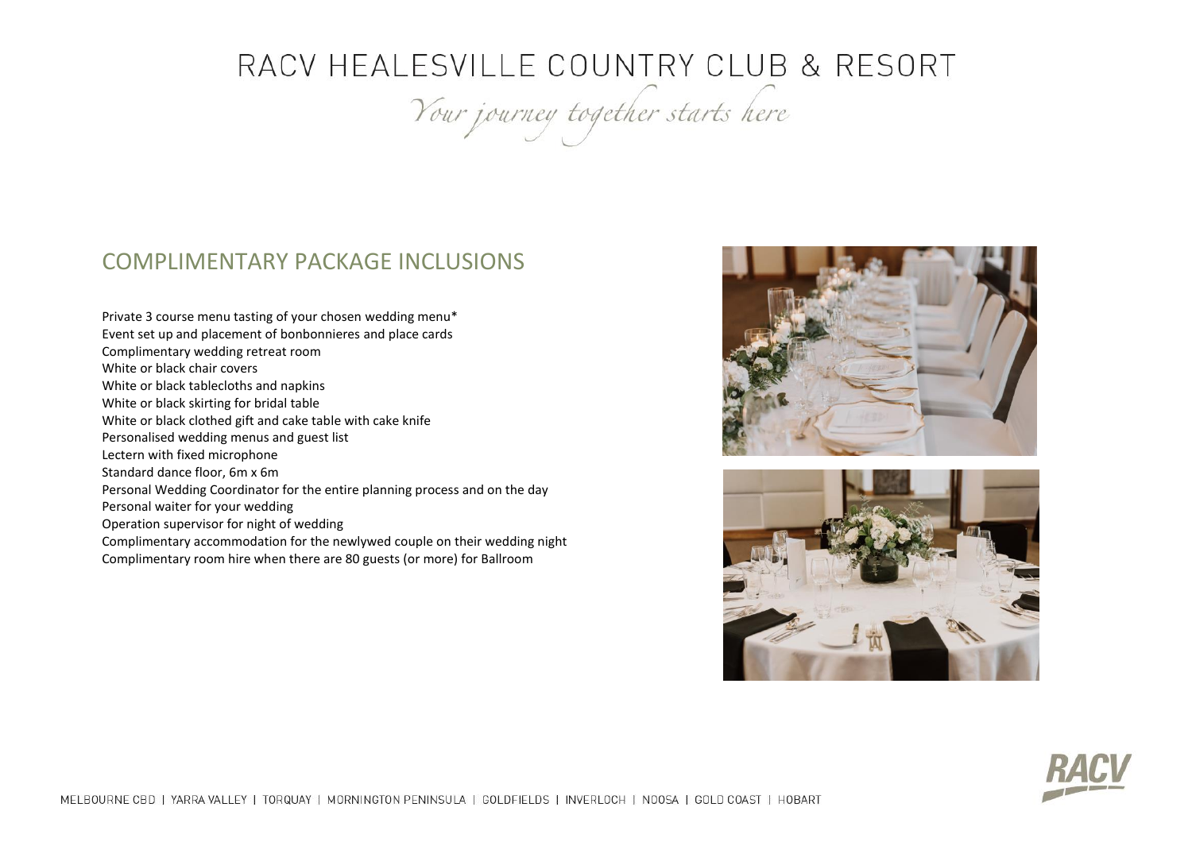# RACV HEALESVILLE COUNTRY CLUB & RESORT

*Your journey together starts here*

## COMPLIMENTARY PACKAGE INCLUSIONS

Private 3 course menu tasting of your chosen wedding menu*
Event set up and placement of bonbonnieres and place cards
Complimentary wedding retreat room
White or black chair covers
White or black tablecloths and napkins
White or black skirting for bridal table
White or black clothed gift and cake table with cake knife
Personalised wedding menus and guest list
Lectern with fixed microphone
Standard dance floor, 6m x 6m
Personal Wedding Coordinator for the entire planning process and on the day
Personal waiter for your wedding
Operation supervisor for night of wedding
Complimentary accommodation for the newlywed couple on their wedding night
Complimentary room hire when there are 80 guests (or more) for Ballroom

MELBOURNE CBD | YARRA VALLEY | TORQUAY | MORNINGTON PENINSULA | GOLDFIELDS | INVERLOCH | NOOSA | GOLD COAST | HOBART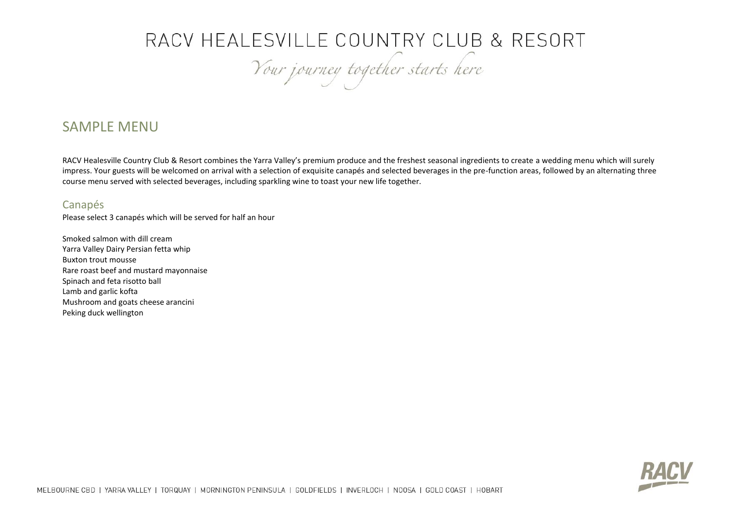## SAMPLE MENU

RACV Healesville Country Club & Resort combines the Yarra Valley's premium produce and the freshest seasonal ingredients to create a wedding menu which will surely impress. Your guests will be welcomed on arrival with a selection of exquisite canapés and selected beverages in the pre-function areas, followed by an alternating three course menu served with selected beverages, including sparkling wine to toast your new life together.

### Canapés

Please select 3 canapés which will be served for half an hour

Smoked salmon with dill cream
Yarra Valley Dairy Persian fetta whip
Buxton trout mousse
Rare roast beef and mustard mayonnaise
Spinach and feta risotto ball
Lamb and garlic kofta
Mushroom and goats cheese arancini
Peking duck wellington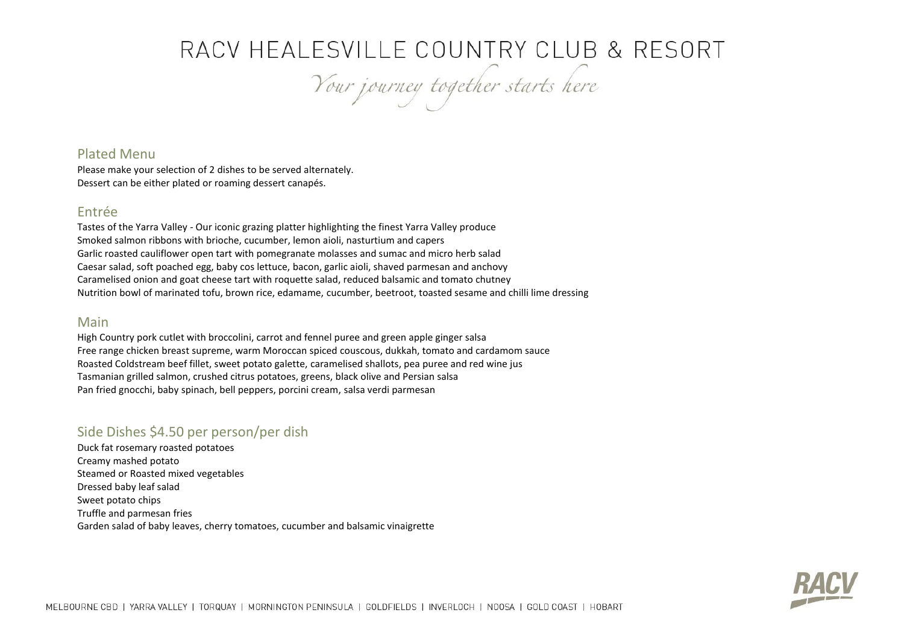# RACV HEALESVILLE COUNTRY CLUB & RESORT

*Your journey together starts here*

## Plated Menu

Please make your selection of 2 dishes to be served alternately.
Dessert can be either plated or roaming dessert canapés.

## Entrée

Tastes of the Yarra Valley - Our iconic grazing platter highlighting the finest Yarra Valley produce
Smoked salmon ribbons with brioche, cucumber, lemon aioli, nasturtium and capers
Garlic roasted cauliflower open tart with pomegranate molasses and sumac and micro herb salad
Caesar salad, soft poached egg, baby cos lettuce, bacon, garlic aioli, shaved parmesan and anchovy
Caramelised onion and goat cheese tart with roquette salad, reduced balsamic and tomato chutney
Nutrition bowl of marinated tofu, brown rice, edamame, cucumber, beetroot, toasted sesame and chilli lime dressing

## Main

High Country pork cutlet with broccolini, carrot and fennel puree and green apple ginger salsa
Free range chicken breast supreme, warm Moroccan spiced couscous, dukkah, tomato and cardamom sauce
Roasted Coldstream beef fillet, sweet potato galette, caramelised shallots, pea puree and red wine jus
Tasmanian grilled salmon, crushed citrus potatoes, greens, black olive and Persian salsa
Pan fried gnocchi, baby spinach, bell peppers, porcini cream, salsa verdi parmesan

## Side Dishes $4.50 per person/per dish

Duck fat rosemary roasted potatoes
Creamy mashed potato
Steamed or Roasted mixed vegetables
Dressed baby leaf salad
Sweet potato chips
Truffle and parmesan fries
Garden salad of baby leaves, cherry tomatoes, cucumber and balsamic vinaigrette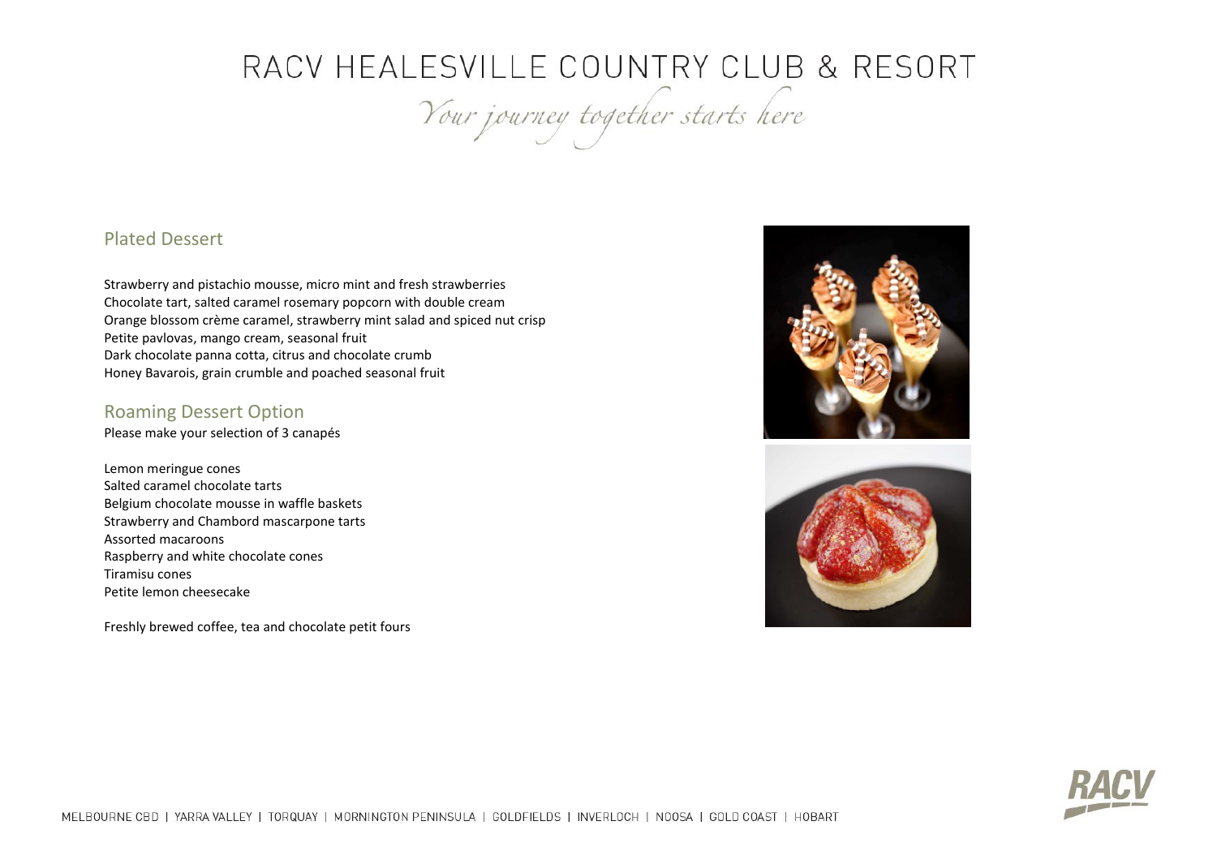## Plated Dessert

Strawberry and pistachio mousse, micro mint and fresh strawberries
Chocolate tart, salted caramel rosemary popcorn with double cream
Orange blossom crème caramel, strawberry mint salad and spiced nut crisp
Petite pavlovas, mango cream, seasonal fruit
Dark chocolate panna cotta, citrus and chocolate crumb
Honey Bavarois, grain crumble and poached seasonal fruit

## Roaming Dessert Option

Please make your selection of 3 canapés

Lemon meringue cones
Salted caramel chocolate tarts
Belgium chocolate mousse in waffle baskets
Strawberry and Chambord mascarpone tarts
Assorted macaroons
Raspberry and white chocolate cones
Tiramisu cones
Petite lemon cheesecake

Freshly brewed coffee, tea and chocolate petit fours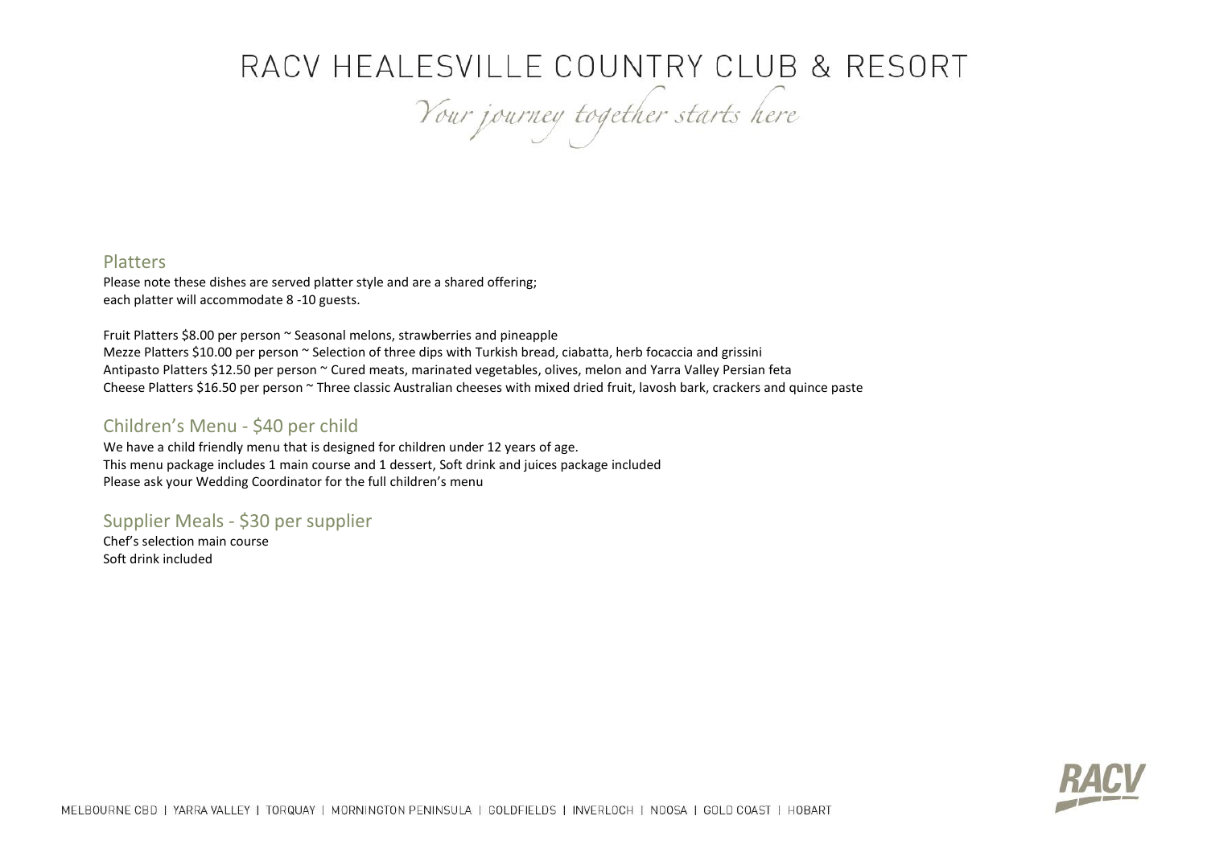## Platters

Please note these dishes are served platter style and are a shared offering;
each platter will accommodate 8 -10 guests.

Fruit Platters $8.00 per person ~ Seasonal melons, strawberries and pineapple
Mezze Platters $10.00 per person ~ Selection of three dips with Turkish bread, ciabatta, herb focaccia and grissini
Antipasto Platters $12.50 per person ~ Cured meats, marinated vegetables, olives, melon and Yarra Valley Persian feta
Cheese Platters $16.50 per person ~ Three classic Australian cheeses with mixed dried fruit, lavosh bark, crackers and quince paste

## Children's Menu - $40 per child

We have a child friendly menu that is designed for children under 12 years of age.
This menu package includes 1 main course and 1 dessert, Soft drink and juices package included
Please ask your Wedding Coordinator for the full children's menu

## Supplier Meals - $30 per supplier

Chef's selection main course
Soft drink included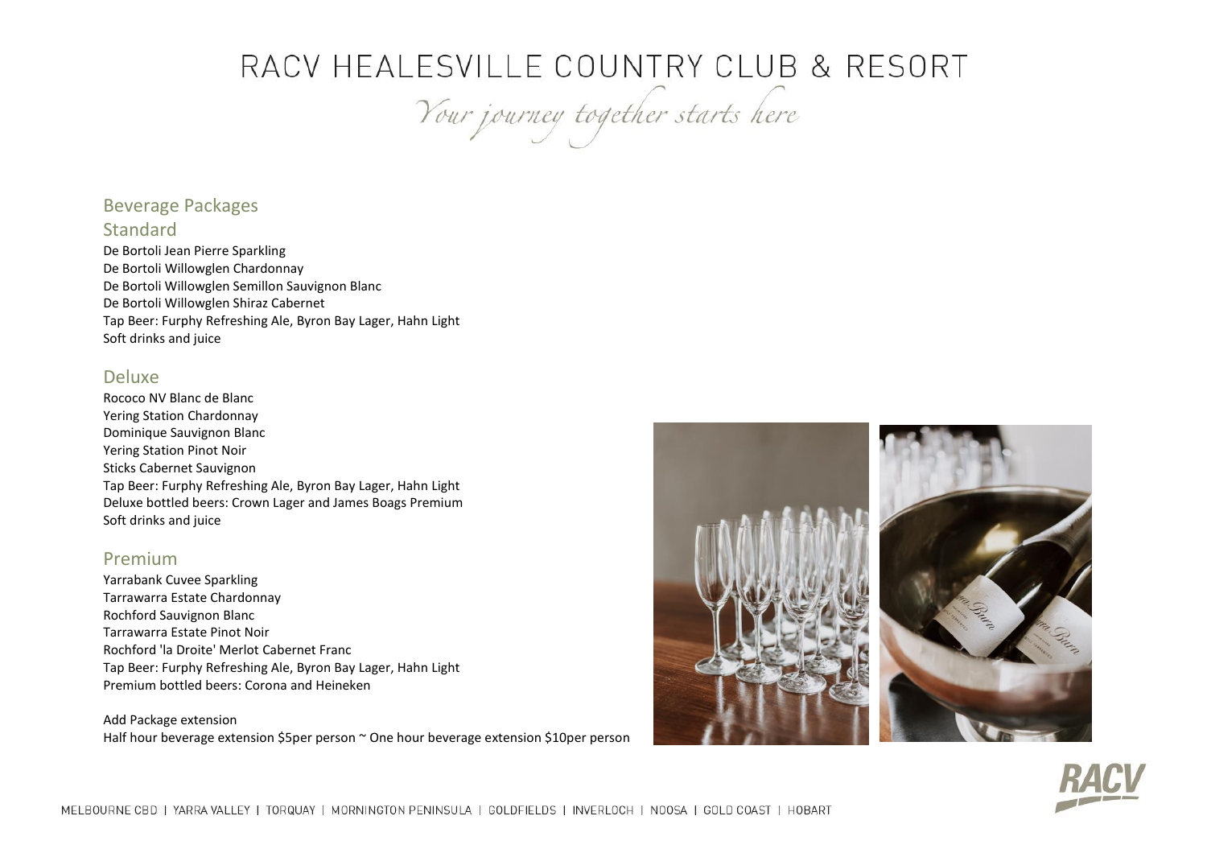# RACV HEALESVILLE COUNTRY CLUB & RESORT

*Your journey together starts here*

## Beverage Packages

### Standard

De Bortoli Jean Pierre Sparkling
De Bortoli Willowglen Chardonnay
De Bortoli Willowglen Semillon Sauvignon Blanc
De Bortoli Willowglen Shiraz Cabernet
Tap Beer: Furphy Refreshing Ale, Byron Bay Lager, Hahn Light
Soft drinks and juice

### Deluxe

Rococo NV Blanc de Blanc
Yering Station Chardonnay
Dominique Sauvignon Blanc
Yering Station Pinot Noir
Sticks Cabernet Sauvignon
Tap Beer: Furphy Refreshing Ale, Byron Bay Lager, Hahn Light
Deluxe bottled beers: Crown Lager and James Boags Premium
Soft drinks and juice

### Premium

Yarrabank Cuvee Sparkling
Tarrawarra Estate Chardonnay
Rochford Sauvignon Blanc
Tarrawarra Estate Pinot Noir
Rochford 'la Droite' Merlot Cabernet Franc
Tap Beer: Furphy Refreshing Ale, Byron Bay Lager, Hahn Light
Premium bottled beers: Corona and Heineken

Add Package extension
Half hour beverage extension $5per person ~ One hour beverage extension $10per person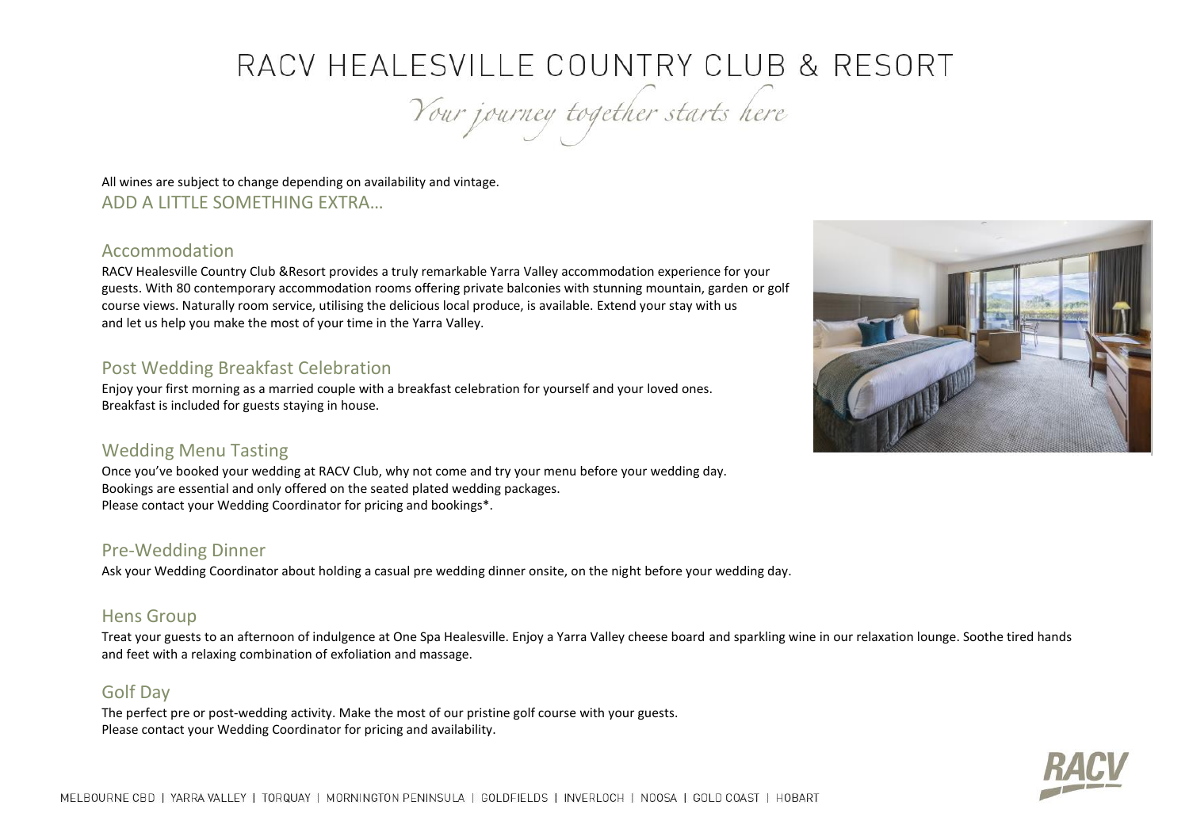# RACV HEALESVILLE COUNTRY CLUB & RESORT

*Your journey together starts here*

All wines are subject to change depending on availability and vintage.

## ADD A LITTLE SOMETHING EXTRA…

### Accommodation

RACV Healesville Country Club &Resort provides a truly remarkable Yarra Valley accommodation experience for your guests. With 80 contemporary accommodation rooms offering private balconies with stunning mountain, garden or golf course views. Naturally room service, utilising the delicious local produce, is available. Extend your stay with us and let us help you make the most of your time in the Yarra Valley.

### Post Wedding Breakfast Celebration

Enjoy your first morning as a married couple with a breakfast celebration for yourself and your loved ones. Breakfast is included for guests staying in house.

### Wedding Menu Tasting

Once you've booked your wedding at RACV Club, why not come and try your menu before your wedding day.
Bookings are essential and only offered on the seated plated wedding packages.
Please contact your Wedding Coordinator for pricing and bookings*.

### Pre-Wedding Dinner

Ask your Wedding Coordinator about holding a casual pre wedding dinner onsite, on the night before your wedding day.

### Hens Group

Treat your guests to an afternoon of indulgence at One Spa Healesville. Enjoy a Yarra Valley cheese board and sparkling wine in our relaxation lounge. Soothe tired hands and feet with a relaxing combination of exfoliation and massage.

### Golf Day

The perfect pre or post-wedding activity. Make the most of our pristine golf course with your guests.
Please contact your Wedding Coordinator for pricing and availability.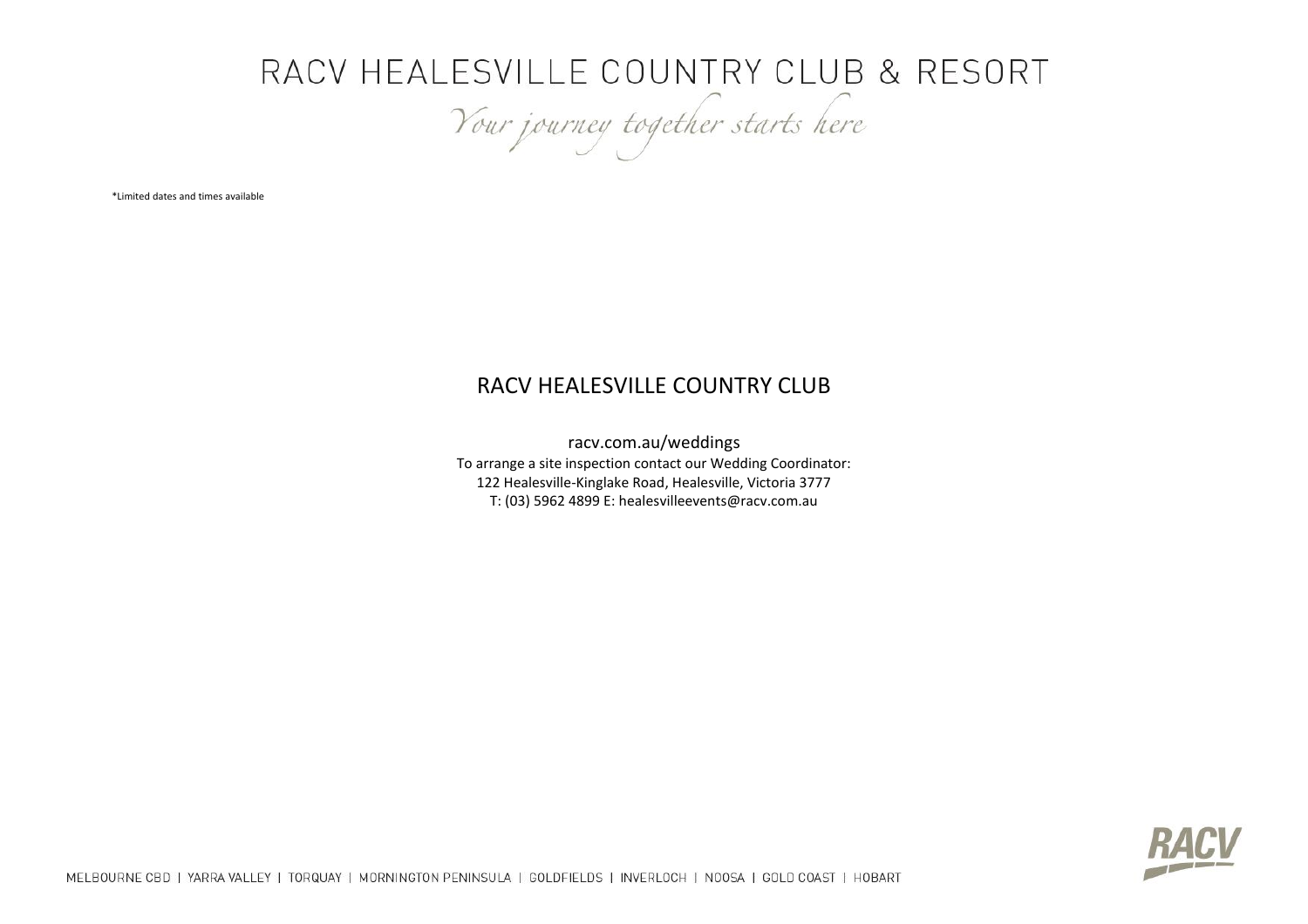# RACV HEALESVILLE COUNTRY CLUB & RESORT

*Your journey together starts here*

*Limited dates and times available

## RACV HEALESVILLE COUNTRY CLUB

racv.com.au/weddings

To arrange a site inspection contact our Wedding Coordinator:

122 Healesville-Kinglake Road, Healesville, Victoria 3777

T: (03) 5962 4899 E: healesvilleevents@racv.com.au

MELBOURNE CBD | YARRA VALLEY | TORQUAY | MORNINGTON PENINSULA | GOLDFIELDS | INVERLOCH | NOOSA | GOLD COAST | HOBART

RACV